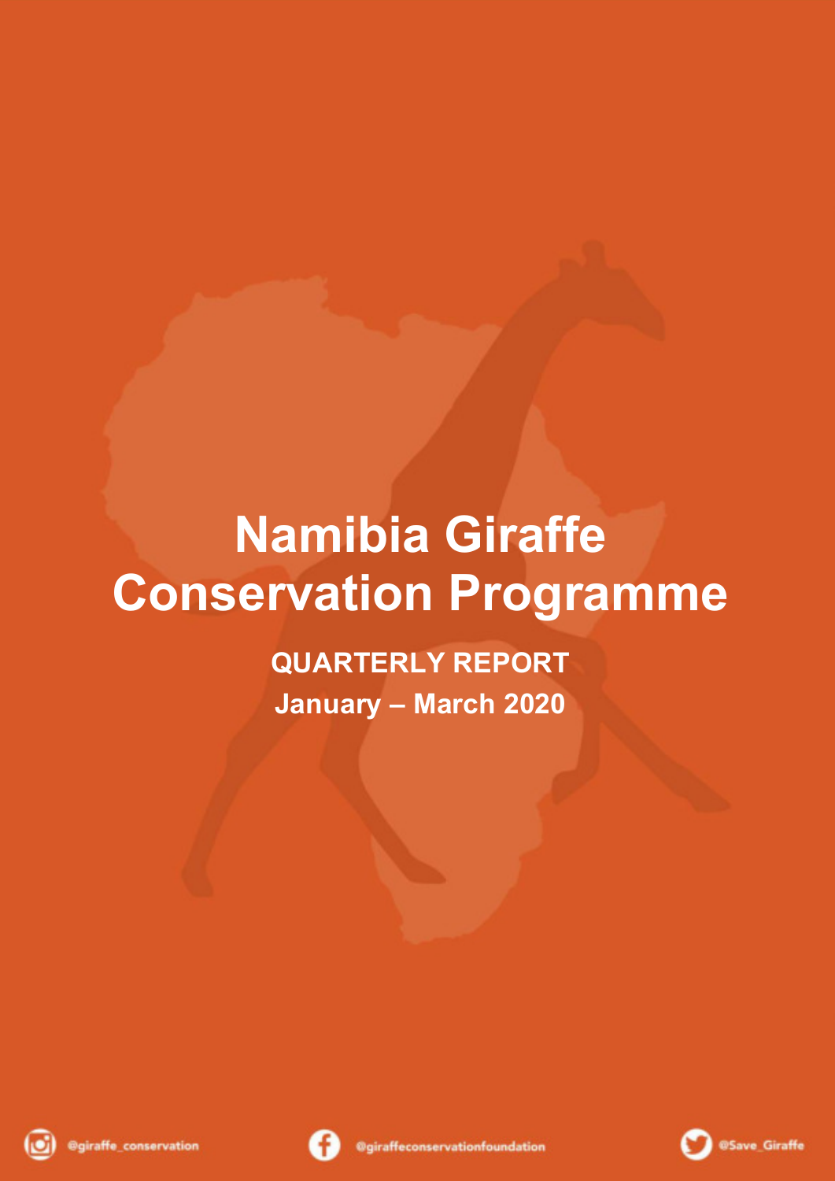# Namibia Giraffe Conservation Programme

**QUARTERLY REPORT**

**January – March 2020**

@giraffe_conservation

@giraffeconservationfoundation

@Save_Giraffe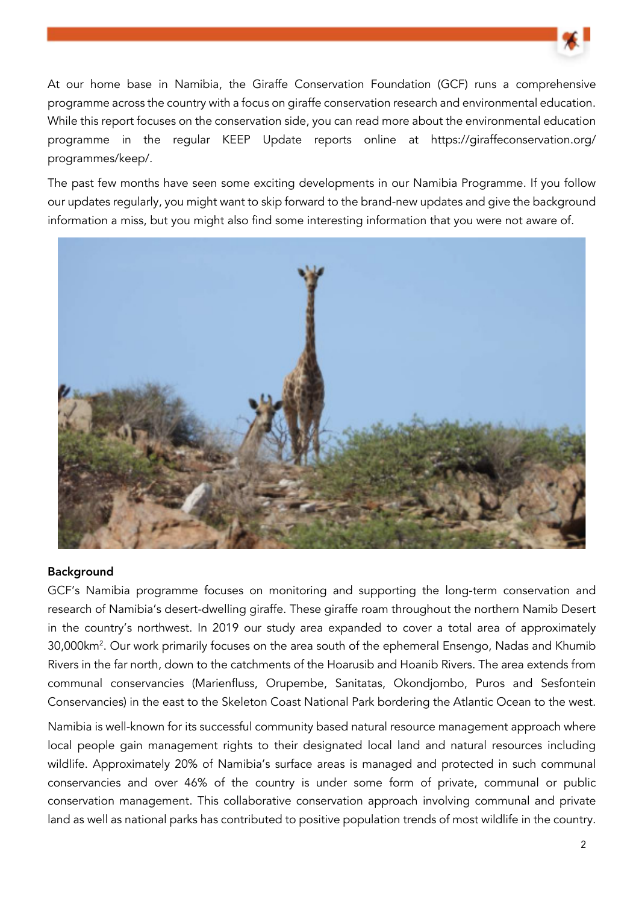At our home base in Namibia, the Giraffe Conservation Foundation (GCF) runs a comprehensive programme across the country with a focus on giraffe conservation research and environmental education. While this report focuses on the conservation side, you can read more about the environmental education programme in the regular KEEP Update reports online at https://giraffeconservation.org/programmes/keep/.

The past few months have seen some exciting developments in our Namibia Programme. If you follow our updates regularly, you might want to skip forward to the brand-new updates and give the background information a miss, but you might also find some interesting information that you were not aware of.

**Background**

GCF's Namibia programme focuses on monitoring and supporting the long-term conservation and research of Namibia's desert-dwelling giraffe. These giraffe roam throughout the northern Namib Desert in the country's northwest. In 2019 our study area expanded to cover a total area of approximately 30,000km$^2$. Our work primarily focuses on the area south of the ephemeral Ensengo, Nadas and Khumib Rivers in the far north, down to the catchments of the Hoarusib and Hoanib Rivers. The area extends from communal conservancies (Marienfluss, Orupembe, Sanitatas, Okondjombo, Puros and Sesfontein Conservancies) in the east to the Skeleton Coast National Park bordering the Atlantic Ocean to the west.

Namibia is well-known for its successful community based natural resource management approach where local people gain management rights to their designated local land and natural resources including wildlife. Approximately 20% of Namibia's surface areas is managed and protected in such communal conservancies and over 46% of the country is under some form of private, communal or public conservation management. This collaborative conservation approach involving communal and private land as well as national parks has contributed to positive population trends of most wildlife in the country.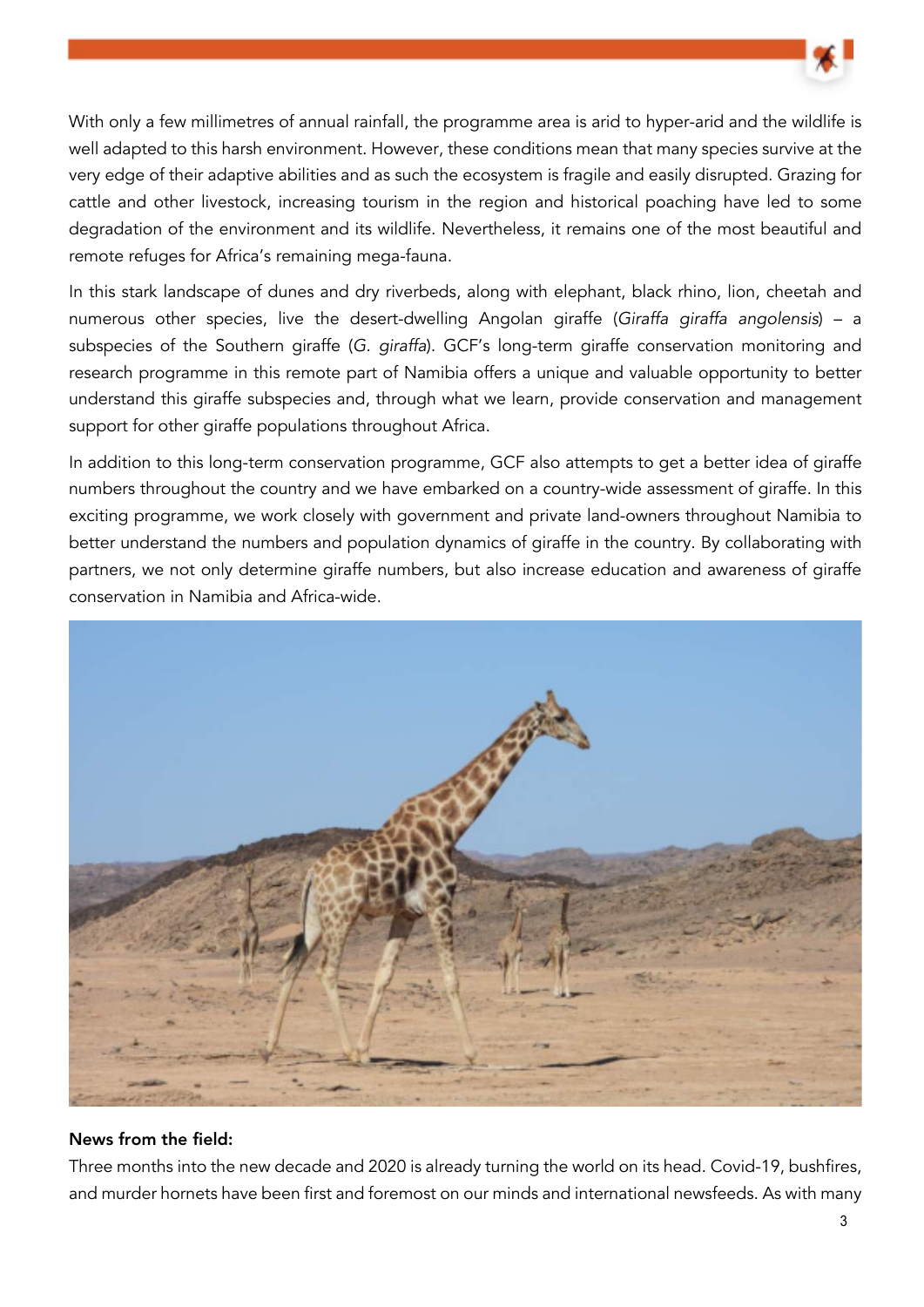With only a few millimetres of annual rainfall, the programme area is arid to hyper-arid and the wildlife is well adapted to this harsh environment. However, these conditions mean that many species survive at the very edge of their adaptive abilities and as such the ecosystem is fragile and easily disrupted. Grazing for cattle and other livestock, increasing tourism in the region and historical poaching have led to some degradation of the environment and its wildlife. Nevertheless, it remains one of the most beautiful and remote refuges for Africa's remaining mega-fauna.

In this stark landscape of dunes and dry riverbeds, along with elephant, black rhino, lion, cheetah and numerous other species, live the desert-dwelling Angolan giraffe (*Giraffa giraffa angolensis*) – a subspecies of the Southern giraffe (*G. giraffa*). GCF's long-term giraffe conservation monitoring and research programme in this remote part of Namibia offers a unique and valuable opportunity to better understand this giraffe subspecies and, through what we learn, provide conservation and management support for other giraffe populations throughout Africa.

In addition to this long-term conservation programme, GCF also attempts to get a better idea of giraffe numbers throughout the country and we have embarked on a country-wide assessment of giraffe. In this exciting programme, we work closely with government and private land-owners throughout Namibia to better understand the numbers and population dynamics of giraffe in the country. By collaborating with partners, we not only determine giraffe numbers, but also increase education and awareness of giraffe conservation in Namibia and Africa-wide.

**News from the field:**

Three months into the new decade and 2020 is already turning the world on its head. Covid-19, bushfires, and murder hornets have been first and foremost on our minds and international newsfeeds. As with many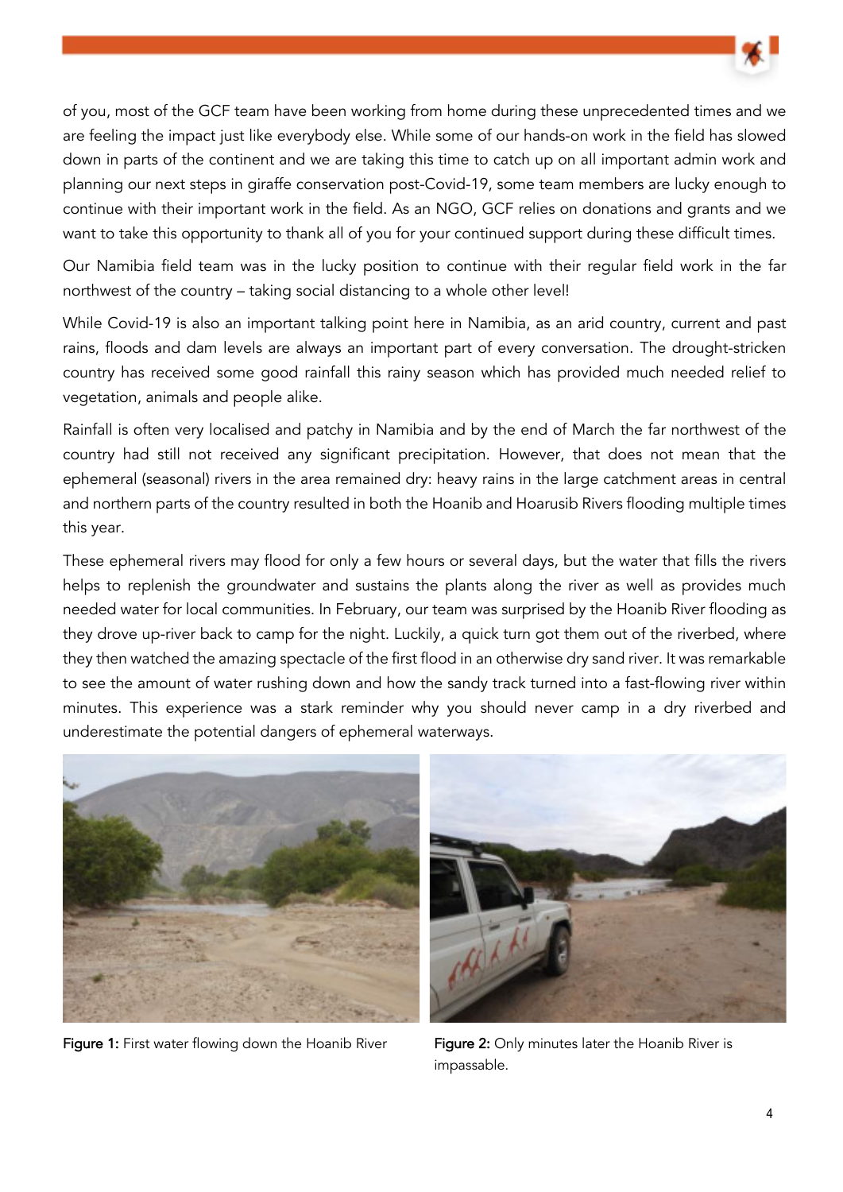of you, most of the GCF team have been working from home during these unprecedented times and we are feeling the impact just like everybody else. While some of our hands-on work in the field has slowed down in parts of the continent and we are taking this time to catch up on all important admin work and planning our next steps in giraffe conservation post-Covid-19, some team members are lucky enough to continue with their important work in the field. As an NGO, GCF relies on donations and grants and we want to take this opportunity to thank all of you for your continued support during these difficult times.

Our Namibia field team was in the lucky position to continue with their regular field work in the far northwest of the country – taking social distancing to a whole other level!

While Covid-19 is also an important talking point here in Namibia, as an arid country, current and past rains, floods and dam levels are always an important part of every conversation. The drought-stricken country has received some good rainfall this rainy season which has provided much needed relief to vegetation, animals and people alike.

Rainfall is often very localised and patchy in Namibia and by the end of March the far northwest of the country had still not received any significant precipitation. However, that does not mean that the ephemeral (seasonal) rivers in the area remained dry: heavy rains in the large catchment areas in central and northern parts of the country resulted in both the Hoanib and Hoarusib Rivers flooding multiple times this year.

These ephemeral rivers may flood for only a few hours or several days, but the water that fills the rivers helps to replenish the groundwater and sustains the plants along the river as well as provides much needed water for local communities. In February, our team was surprised by the Hoanib River flooding as they drove up-river back to camp for the night. Luckily, a quick turn got them out of the riverbed, where they then watched the amazing spectacle of the first flood in an otherwise dry sand river. It was remarkable to see the amount of water rushing down and how the sandy track turned into a fast-flowing river within minutes. This experience was a stark reminder why you should never camp in a dry riverbed and underestimate the potential dangers of ephemeral waterways.

**Figure 1:** First water flowing down the Hoanib River

**Figure 2:** Only minutes later the Hoanib River is impassable.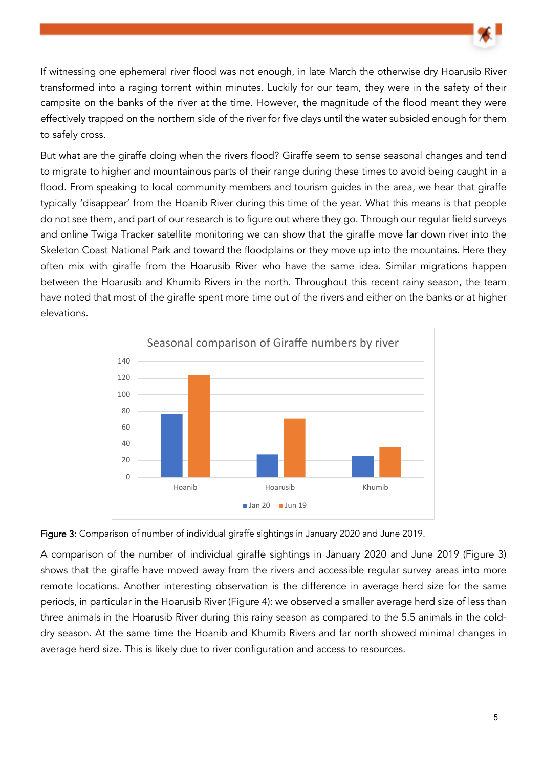If witnessing one ephemeral river flood was not enough, in late March the otherwise dry Hoarusib River transformed into a raging torrent within minutes. Luckily for our team, they were in the safety of their campsite on the banks of the river at the time. However, the magnitude of the flood meant they were effectively trapped on the northern side of the river for five days until the water subsided enough for them to safely cross.

But what are the giraffe doing when the rivers flood? Giraffe seem to sense seasonal changes and tend to migrate to higher and mountainous parts of their range during these times to avoid being caught in a flood. From speaking to local community members and tourism guides in the area, we hear that giraffe typically 'disappear' from the Hoanib River during this time of the year. What this means is that people do not see them, and part of our research is to figure out where they go. Through our regular field surveys and online Twiga Tracker satellite monitoring we can show that the giraffe move far down river into the Skeleton Coast National Park and toward the floodplains or they move up into the mountains. Here they often mix with giraffe from the Hoarusib River who have the same idea. Similar migrations happen between the Hoarusib and Khumib Rivers in the north. Throughout this recent rainy season, the team have noted that most of the giraffe spent more time out of the rivers and either on the banks or at higher elevations.

**Seasonal comparison of Giraffe numbers by river**

| River | Jan 20 | Jun 19 |
|---|---|---|
| Hoanib | 77 | 124 |
| Hoarusib | 28 | 71 |
| Khumib | 26 | 36 |

**Figure 3:** Comparison of number of individual giraffe sightings in January 2020 and June 2019.

A comparison of the number of individual giraffe sightings in January 2020 and June 2019 (Figure 3) shows that the giraffe have moved away from the rivers and accessible regular survey areas into more remote locations. Another interesting observation is the difference in average herd size for the same periods, in particular in the Hoarusib River (Figure 4): we observed a smaller average herd size of less than three animals in the Hoarusib River during this rainy season as compared to the 5.5 animals in the cold-dry season. At the same time the Hoanib and Khumib Rivers and far north showed minimal changes in average herd size. This is likely due to river configuration and access to resources.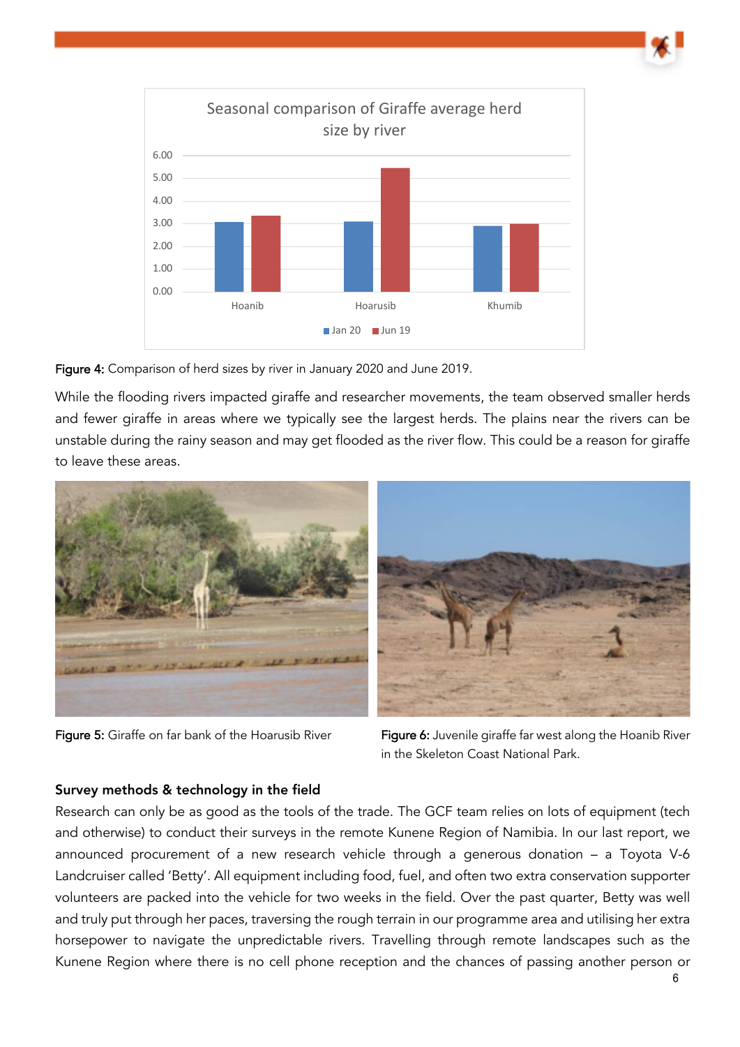Figure 4: Comparison of herd sizes by river in January 2020 and June 2019.

While the flooding rivers impacted giraffe and researcher movements, the team observed smaller herds and fewer giraffe in areas where we typically see the largest herds. The plains near the rivers can be unstable during the rainy season and may get flooded as the river flow. This could be a reason for giraffe to leave these areas.

Figure 5: Giraffe on far bank of the Hoarusib River

Figure 6: Juvenile giraffe far west along the Hoanib River in the Skeleton Coast National Park.

**Survey methods & technology in the field**

Research can only be as good as the tools of the trade. The GCF team relies on lots of equipment (tech and otherwise) to conduct their surveys in the remote Kunene Region of Namibia. In our last report, we announced procurement of a new research vehicle through a generous donation – a Toyota V-6 Landcruiser called 'Betty'. All equipment including food, fuel, and often two extra conservation supporter volunteers are packed into the vehicle for two weeks in the field. Over the past quarter, Betty was well and truly put through her paces, traversing the rough terrain in our programme area and utilising her extra horsepower to navigate the unpredictable rivers. Travelling through remote landscapes such as the Kunene Region where there is no cell phone reception and the chances of passing another person or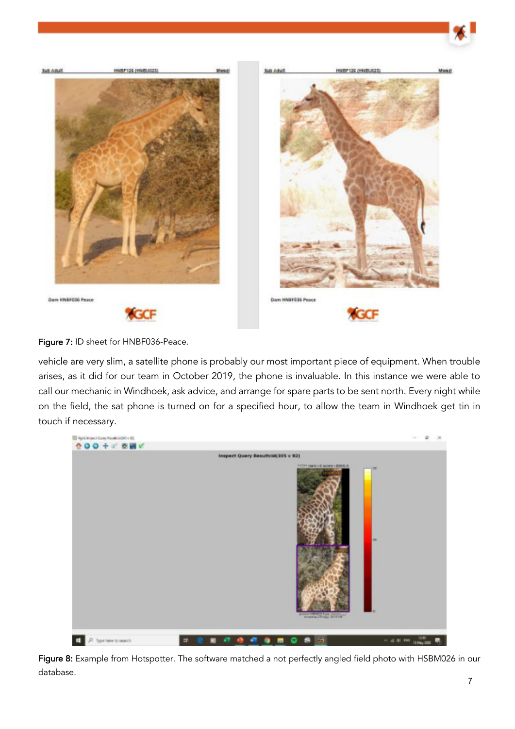Figure 7: ID sheet for HNBF036-Peace.

vehicle are very slim, a satellite phone is probably our most important piece of equipment. When trouble arises, as it did for our team in October 2019, the phone is invaluable. In this instance we were able to call our mechanic in Windhoek, ask advice, and arrange for spare parts to be sent north. Every night while on the field, the sat phone is turned on for a specified hour, to allow the team in Windhoek get tin in touch if necessary.

Figure 8: Example from Hotspotter. The software matched a not perfectly angled field photo with HSBM026 in our database.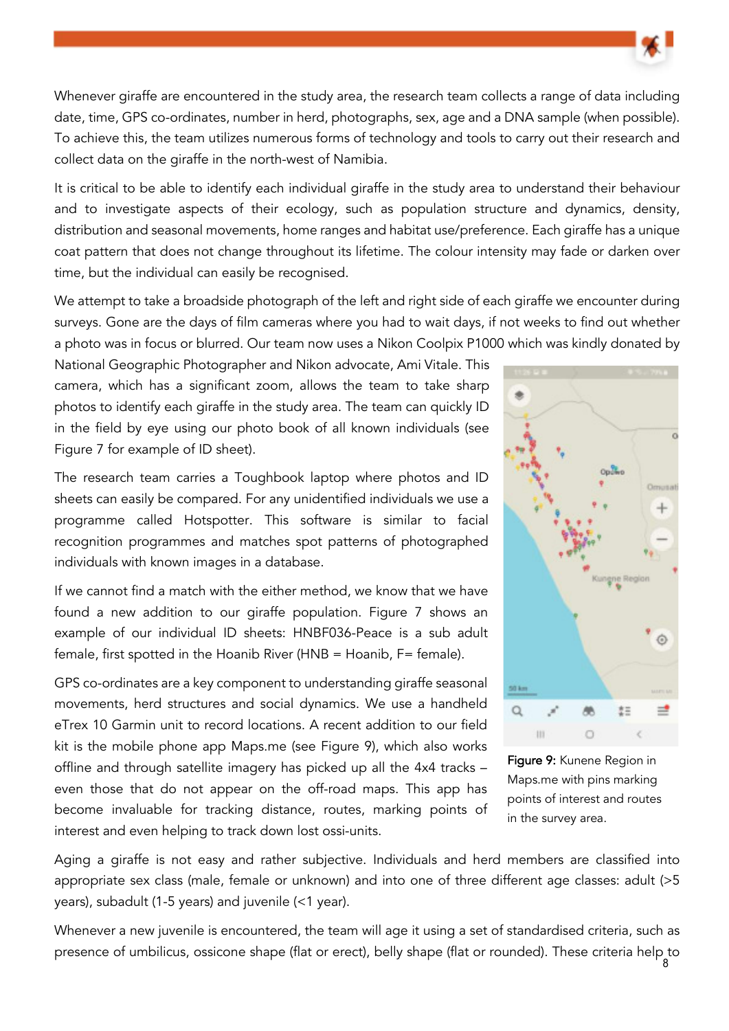Whenever giraffe are encountered in the study area, the research team collects a range of data including date, time, GPS co-ordinates, number in herd, photographs, sex, age and a DNA sample (when possible). To achieve this, the team utilizes numerous forms of technology and tools to carry out their research and collect data on the giraffe in the north-west of Namibia.

It is critical to be able to identify each individual giraffe in the study area to understand their behaviour and to investigate aspects of their ecology, such as population structure and dynamics, density, distribution and seasonal movements, home ranges and habitat use/preference. Each giraffe has a unique coat pattern that does not change throughout its lifetime. The colour intensity may fade or darken over time, but the individual can easily be recognised.

We attempt to take a broadside photograph of the left and right side of each giraffe we encounter during surveys. Gone are the days of film cameras where you had to wait days, if not weeks to find out whether a photo was in focus or blurred. Our team now uses a Nikon Coolpix P1000 which was kindly donated by National Geographic Photographer and Nikon advocate, Ami Vitale. This camera, which has a significant zoom, allows the team to take sharp photos to identify each giraffe in the study area. The team can quickly ID in the field by eye using our photo book of all known individuals (see Figure 7 for example of ID sheet).

The research team carries a Toughbook laptop where photos and ID sheets can easily be compared. For any unidentified individuals we use a programme called Hotspotter. This software is similar to facial recognition programmes and matches spot patterns of photographed individuals with known images in a database.

If we cannot find a match with the either method, we know that we have found a new addition to our giraffe population. Figure 7 shows an example of our individual ID sheets: HNBF036-Peace is a sub adult female, first spotted in the Hoanib River (HNB = Hoanib, F= female).

GPS co-ordinates are a key component to understanding giraffe seasonal movements, herd structures and social dynamics. We use a handheld eTrex 10 Garmin unit to record locations. A recent addition to our field kit is the mobile phone app Maps.me (see Figure 9), which also works offline and through satellite imagery has picked up all the 4x4 tracks – even those that do not appear on the off-road maps. This app has become invaluable for tracking distance, routes, marking points of interest and even helping to track down lost ossi-units.

**Figure 9:** Kunene Region in Maps.me with pins marking points of interest and routes in the survey area.

Aging a giraffe is not easy and rather subjective. Individuals and herd members are classified into appropriate sex class (male, female or unknown) and into one of three different age classes: adult (>5 years), subadult (1-5 years) and juvenile (<1 year).

Whenever a new juvenile is encountered, the team will age it using a set of standardised criteria, such as presence of umbilicus, ossicone shape (flat or erect), belly shape (flat or rounded). These criteria help to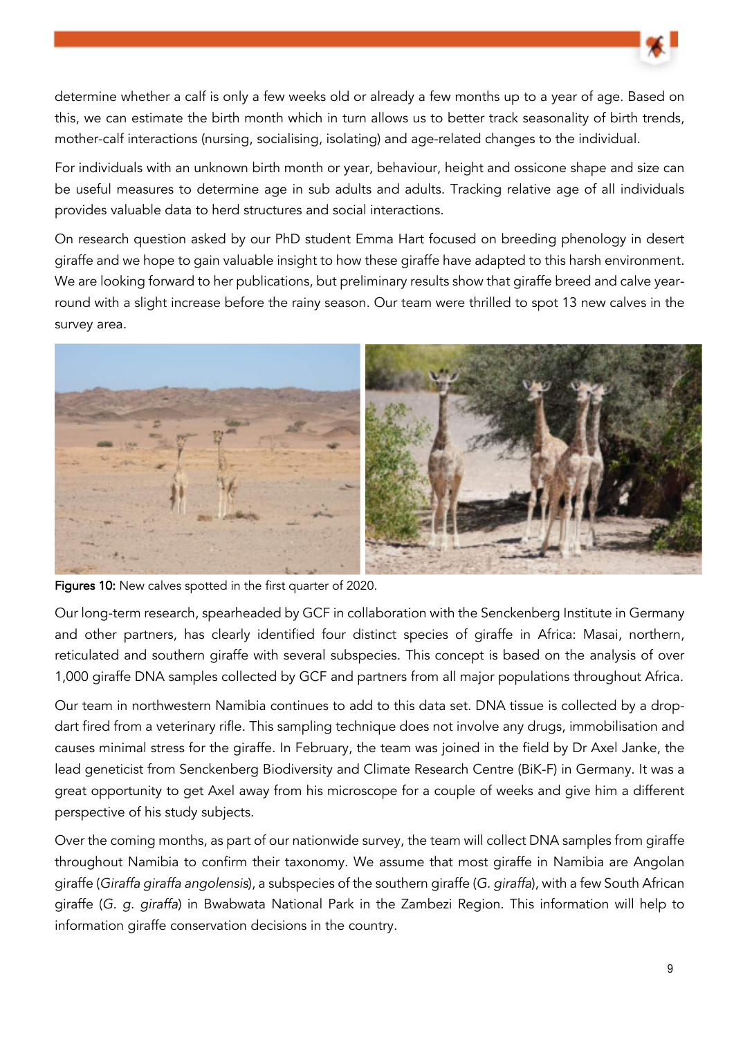determine whether a calf is only a few weeks old or already a few months up to a year of age. Based on this, we can estimate the birth month which in turn allows us to better track seasonality of birth trends, mother-calf interactions (nursing, socialising, isolating) and age-related changes to the individual.

For individuals with an unknown birth month or year, behaviour, height and ossicone shape and size can be useful measures to determine age in sub adults and adults. Tracking relative age of all individuals provides valuable data to herd structures and social interactions.

On research question asked by our PhD student Emma Hart focused on breeding phenology in desert giraffe and we hope to gain valuable insight to how these giraffe have adapted to this harsh environment. We are looking forward to her publications, but preliminary results show that giraffe breed and calve year-round with a slight increase before the rainy season. Our team were thrilled to spot 13 new calves in the survey area.

**Figures 10:** New calves spotted in the first quarter of 2020.

Our long-term research, spearheaded by GCF in collaboration with the Senckenberg Institute in Germany and other partners, has clearly identified four distinct species of giraffe in Africa: Masai, northern, reticulated and southern giraffe with several subspecies. This concept is based on the analysis of over 1,000 giraffe DNA samples collected by GCF and partners from all major populations throughout Africa.

Our team in northwestern Namibia continues to add to this data set. DNA tissue is collected by a drop-dart fired from a veterinary rifle. This sampling technique does not involve any drugs, immobilisation and causes minimal stress for the giraffe. In February, the team was joined in the field by Dr Axel Janke, the lead geneticist from Senckenberg Biodiversity and Climate Research Centre (BiK-F) in Germany. It was a great opportunity to get Axel away from his microscope for a couple of weeks and give him a different perspective of his study subjects.

Over the coming months, as part of our nationwide survey, the team will collect DNA samples from giraffe throughout Namibia to confirm their taxonomy. We assume that most giraffe in Namibia are Angolan giraffe (*Giraffa giraffa angolensis*), a subspecies of the southern giraffe (*G. giraffa*), with a few South African giraffe (*G. g. giraffa*) in Bwabwata National Park in the Zambezi Region. This information will help to information giraffe conservation decisions in the country.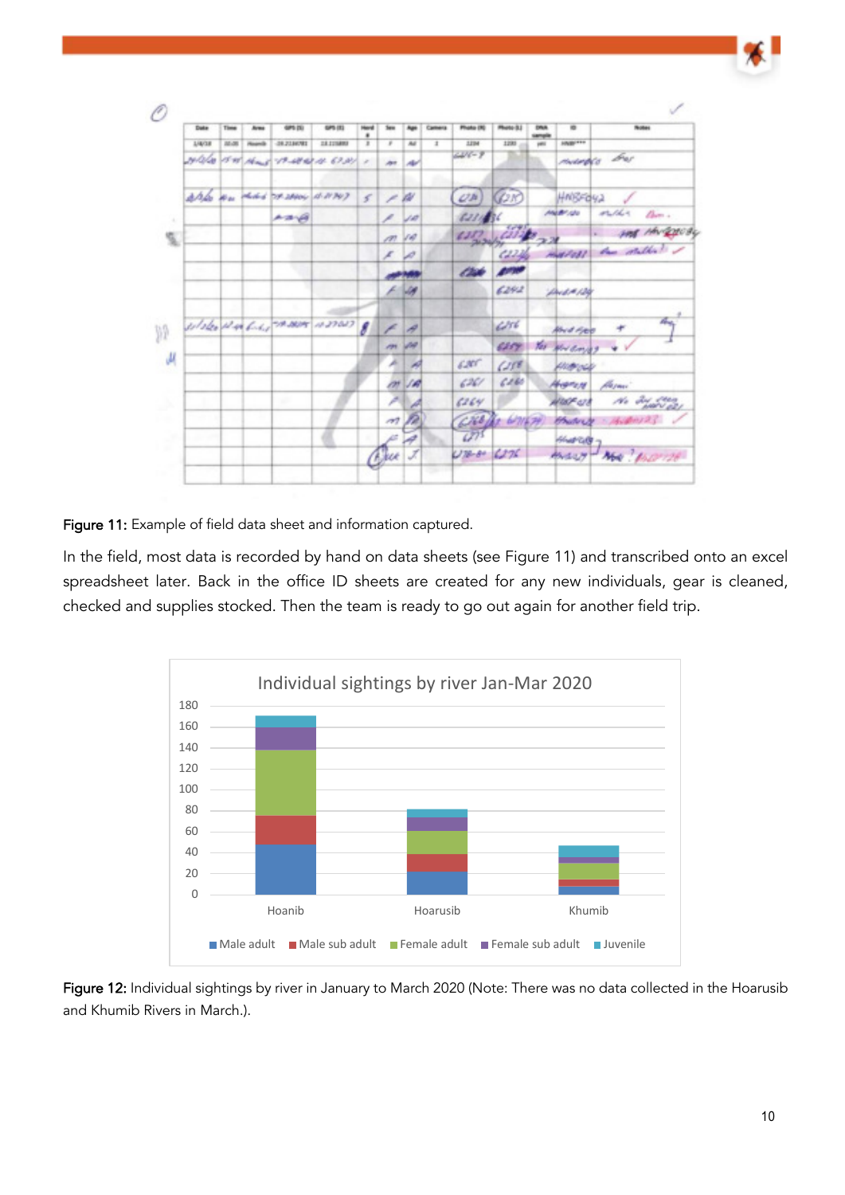Figure 11: Example of field data sheet and information captured.

In the field, most data is recorded by hand on data sheets (see Figure 11) and transcribed onto an excel spreadsheet later. Back in the office ID sheets are created for any new individuals, gear is cleaned, checked and supplies stocked. Then the team is ready to go out again for another field trip.

Figure 12: Individual sightings by river in January to March 2020 (Note: There was no data collected in the Hoarusib and Khumib Rivers in March.).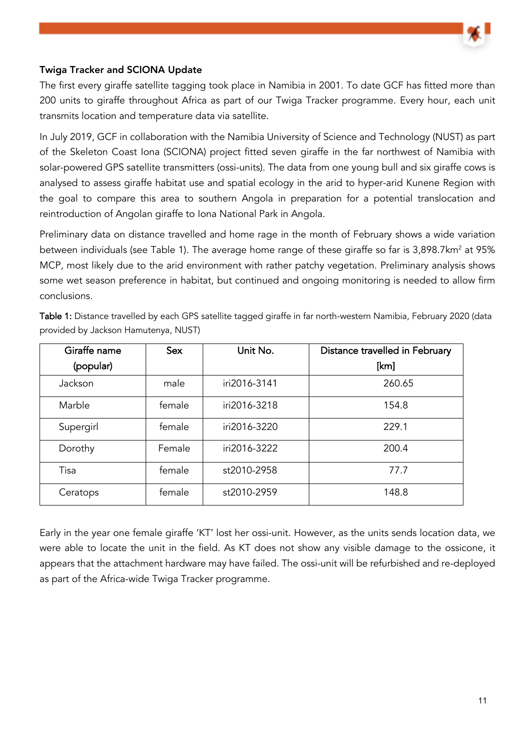## Twiga Tracker and SCIONA Update

The first every giraffe satellite tagging took place in Namibia in 2001. To date GCF has fitted more than 200 units to giraffe throughout Africa as part of our Twiga Tracker programme. Every hour, each unit transmits location and temperature data via satellite.

In July 2019, GCF in collaboration with the Namibia University of Science and Technology (NUST) as part of the Skeleton Coast Iona (SCIONA) project fitted seven giraffe in the far northwest of Namibia with solar-powered GPS satellite transmitters (ossi-units). The data from one young bull and six giraffe cows is analysed to assess giraffe habitat use and spatial ecology in the arid to hyper-arid Kunene Region with the goal to compare this area to southern Angola in preparation for a potential translocation and reintroduction of Angolan giraffe to Iona National Park in Angola.

Preliminary data on distance travelled and home rage in the month of February shows a wide variation between individuals (see Table 1). The average home range of these giraffe so far is 3,898.7km$^2$ at 95% MCP, most likely due to the arid environment with rather patchy vegetation. Preliminary analysis shows some wet season preference in habitat, but continued and ongoing monitoring is needed to allow firm conclusions.

**Table 1:** Distance travelled by each GPS satellite tagged giraffe in far north-western Namibia, February 2020 (data provided by Jackson Hamutenya, NUST)

| Giraffe name (popular) | Sex | Unit No. | Distance travelled in February [km] |
|---|---|---|---|
| Jackson | male | iri2016-3141 | 260.65 |
| Marble | female | iri2016-3218 | 154.8 |
| Supergirl | female | iri2016-3220 | 229.1 |
| Dorothy | Female | iri2016-3222 | 200.4 |
| Tisa | female | st2010-2958 | 77.7 |
| Ceratops | female | st2010-2959 | 148.8 |

Early in the year one female giraffe 'KT' lost her ossi-unit. However, as the units sends location data, we were able to locate the unit in the field. As KT does not show any visible damage to the ossicone, it appears that the attachment hardware may have failed. The ossi-unit will be refurbished and re-deployed as part of the Africa-wide Twiga Tracker programme.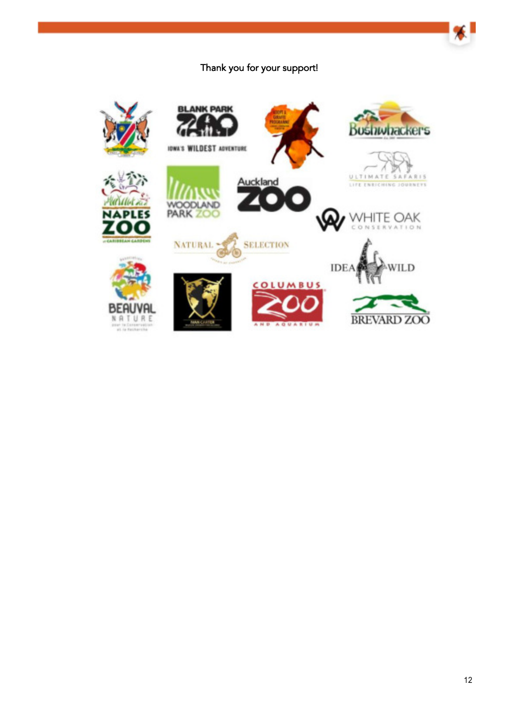Thank you for your support!